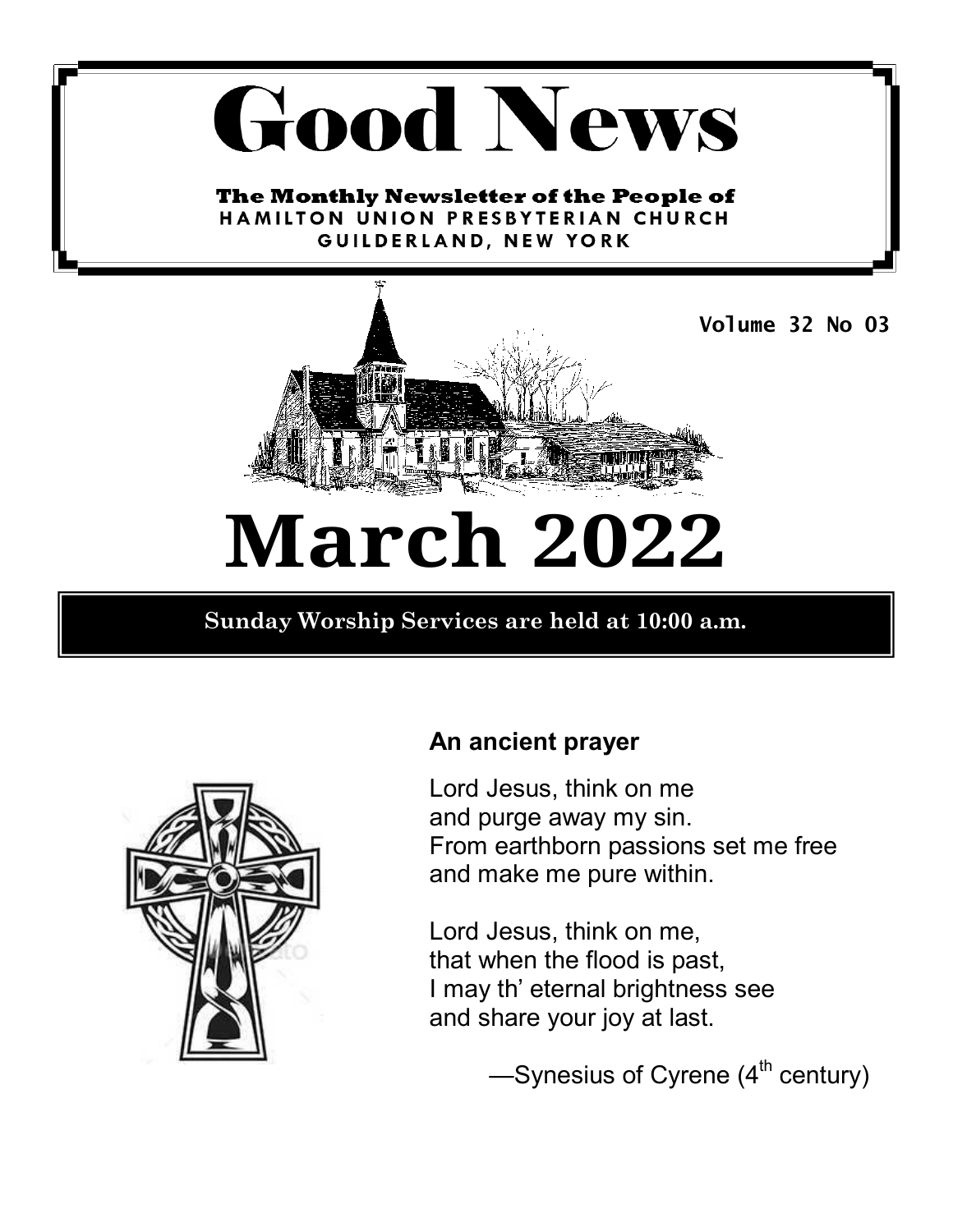# Good News

**The Monthly Newsletter of the People of**
**HAMILTON UNION PRESBYTERIAN CHURCH**
**GUILDERLAND, NEW YORK**

Volume 32 No 03

# March 2022

**Sunday Worship Services are held at 10:00 a.m.**

### An ancient prayer

Lord Jesus, think on me
and purge away my sin.
From earthborn passions set me free
and make me pure within.

Lord Jesus, think on me,
that when the flood is past,
I may th' eternal brightness see
and share your joy at last.

—Synesius of Cyrene (4th century)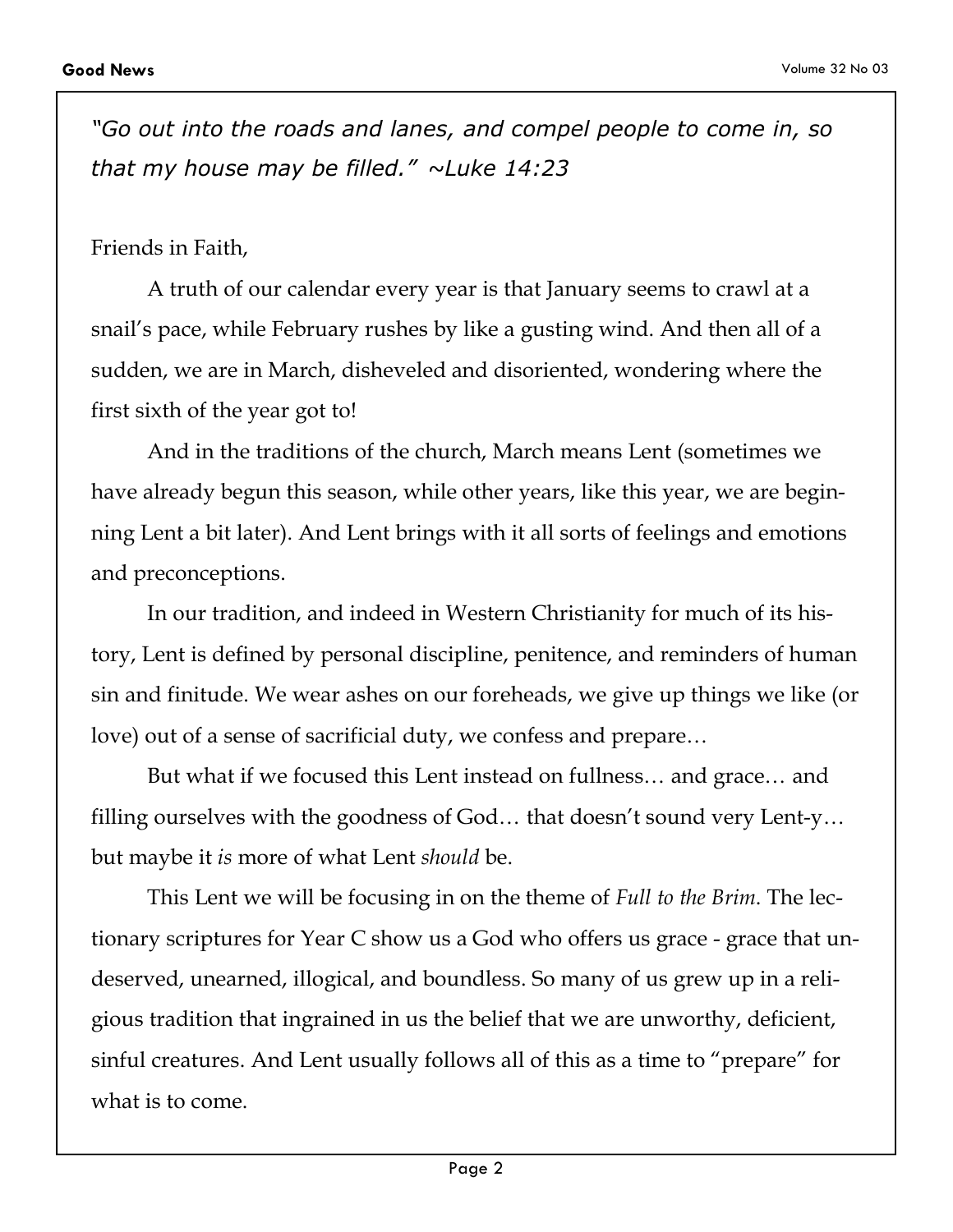*"Go out into the roads and lanes, and compel people to come in, so that my house may be filled." ~Luke 14:23*

Friends in Faith,

A truth of our calendar every year is that January seems to crawl at a snail's pace, while February rushes by like a gusting wind. And then all of a sudden, we are in March, disheveled and disoriented, wondering where the first sixth of the year got to!

And in the traditions of the church, March means Lent (sometimes we have already begun this season, while other years, like this year, we are beginning Lent a bit later). And Lent brings with it all sorts of feelings and emotions and preconceptions.

In our tradition, and indeed in Western Christianity for much of its history, Lent is defined by personal discipline, penitence, and reminders of human sin and finitude. We wear ashes on our foreheads, we give up things we like (or love) out of a sense of sacrificial duty, we confess and prepare…

But what if we focused this Lent instead on fullness… and grace… and filling ourselves with the goodness of God… that doesn't sound very Lent-y… but maybe it *is* more of what Lent *should* be.

This Lent we will be focusing in on the theme of *Full to the Brim*. The lectionary scriptures for Year C show us a God who offers us grace - grace that undeserved, unearned, illogical, and boundless. So many of us grew up in a religious tradition that ingrained in us the belief that we are unworthy, deficient, sinful creatures. And Lent usually follows all of this as a time to "prepare" for what is to come.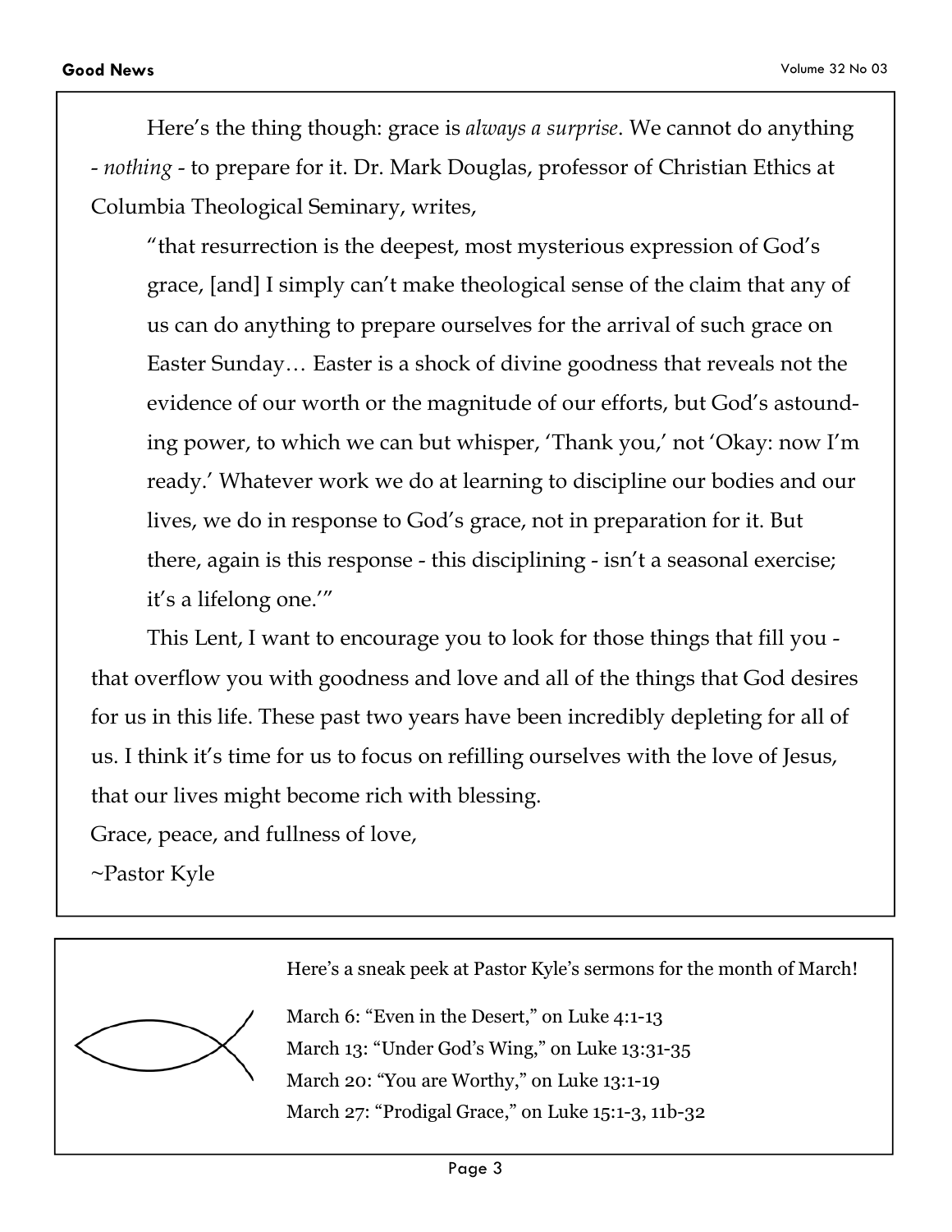Here's the thing though: grace is *always a surprise*. We cannot do anything - *nothing* - to prepare for it. Dr. Mark Douglas, professor of Christian Ethics at Columbia Theological Seminary, writes,

> "that resurrection is the deepest, most mysterious expression of God's grace, [and] I simply can't make theological sense of the claim that any of us can do anything to prepare ourselves for the arrival of such grace on Easter Sunday… Easter is a shock of divine goodness that reveals not the evidence of our worth or the magnitude of our efforts, but God's astounding power, to which we can but whisper, 'Thank you,' not 'Okay: now I'm ready.' Whatever work we do at learning to discipline our bodies and our lives, we do in response to God's grace, not in preparation for it. But there, again is this response - this disciplining - isn't a seasonal exercise; it's a lifelong one.'"

This Lent, I want to encourage you to look for those things that fill you - that overflow you with goodness and love and all of the things that God desires for us in this life. These past two years have been incredibly depleting for all of us. I think it's time for us to focus on refilling ourselves with the love of Jesus, that our lives might become rich with blessing.

Grace, peace, and fullness of love,

~Pastor Kyle

---

Here's a sneak peek at Pastor Kyle's sermons for the month of March!

March 6: "Even in the Desert," on Luke 4:1-13
March 13: "Under God's Wing," on Luke 13:31-35
March 20: "You are Worthy," on Luke 13:1-19
March 27: "Prodigal Grace," on Luke 15:1-3, 11b-32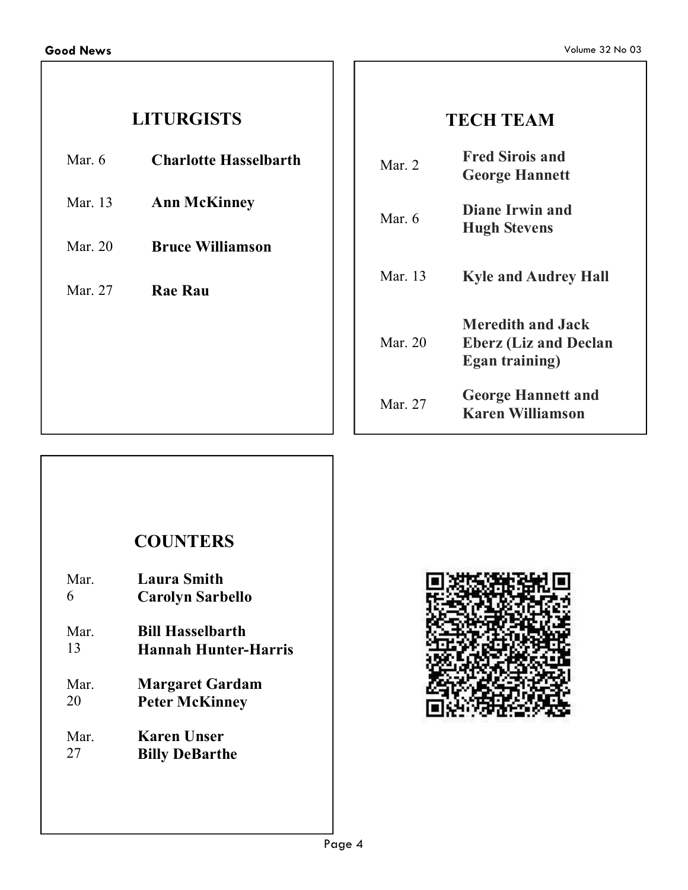## LITURGISTS

| | |
|---|---|
| Mar. 6 | **Charlotte Hasselbarth** |
| Mar. 13 | **Ann McKinney** |
| Mar. 20 | **Bruce Williamson** |
| Mar. 27 | **Rae Rau** |

## TECH TEAM

| | |
|---|---|
| Mar. 2 | **Fred Sirois and George Hannett** |
| Mar. 6 | **Diane Irwin and Hugh Stevens** |
| Mar. 13 | **Kyle and Audrey Hall** |
| Mar. 20 | **Meredith and Jack Eberz (Liz and Declan Egan training)** |
| Mar. 27 | **George Hannett and Karen Williamson** |

## COUNTERS

| | |
|---|---|
| Mar. 6 | **Laura Smith**<br>**Carolyn Sarbello** |
| Mar. 13 | **Bill Hasselbarth**<br>**Hannah Hunter-Harris** |
| Mar. 20 | **Margaret Gardam**<br>**Peter McKinney** |
| Mar. 27 | **Karen Unser**<br>**Billy DeBarthe** |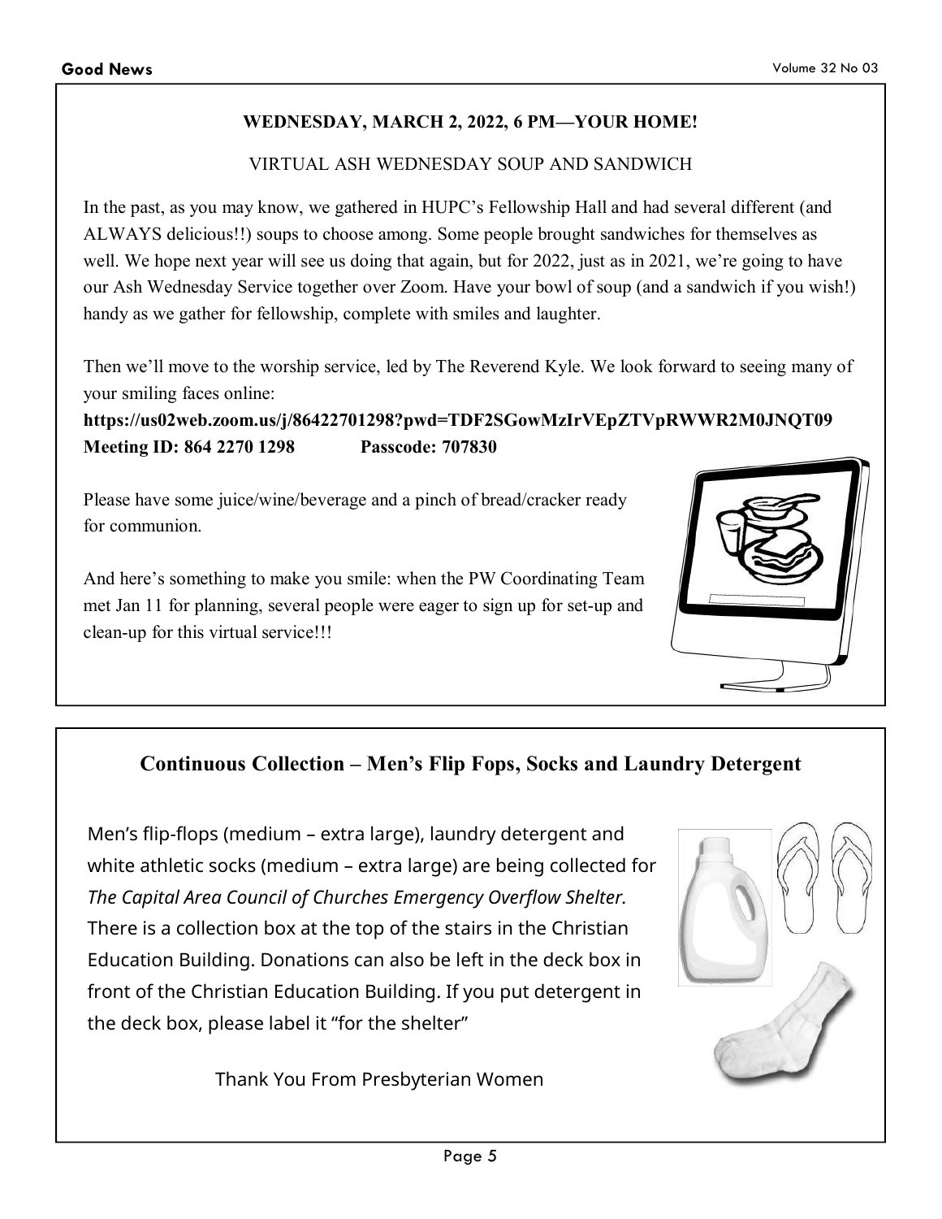**WEDNESDAY, MARCH 2, 2022, 6 PM—YOUR HOME!**

VIRTUAL ASH WEDNESDAY SOUP AND SANDWICH

In the past, as you may know, we gathered in HUPC's Fellowship Hall and had several different (and ALWAYS delicious!!) soups to choose among. Some people brought sandwiches for themselves as well. We hope next year will see us doing that again, but for 2022, just as in 2021, we're going to have our Ash Wednesday Service together over Zoom. Have your bowl of soup (and a sandwich if you wish!) handy as we gather for fellowship, complete with smiles and laughter.

Then we'll move to the worship service, led by The Reverend Kyle. We look forward to seeing many of your smiling faces online:
**https://us02web.zoom.us/j/86422701298?pwd=TDF2SGowMzIrVEpZTVpRWWR2M0JNQT09**
**Meeting ID: 864 2270 1298 Passcode: 707830**

Please have some juice/wine/beverage and a pinch of bread/cracker ready for communion.

And here's something to make you smile: when the PW Coordinating Team met Jan 11 for planning, several people were eager to sign up for set-up and clean-up for this virtual service!!!

## Continuous Collection – Men's Flip Fops, Socks and Laundry Detergent

Men's flip-flops (medium – extra large), laundry detergent and white athletic socks (medium – extra large) are being collected for *The Capital Area Council of Churches Emergency Overflow Shelter.* There is a collection box at the top of the stairs in the Christian Education Building. Donations can also be left in the deck box in front of the Christian Education Building. If you put detergent in the deck box, please label it "for the shelter"

Thank You From Presbyterian Women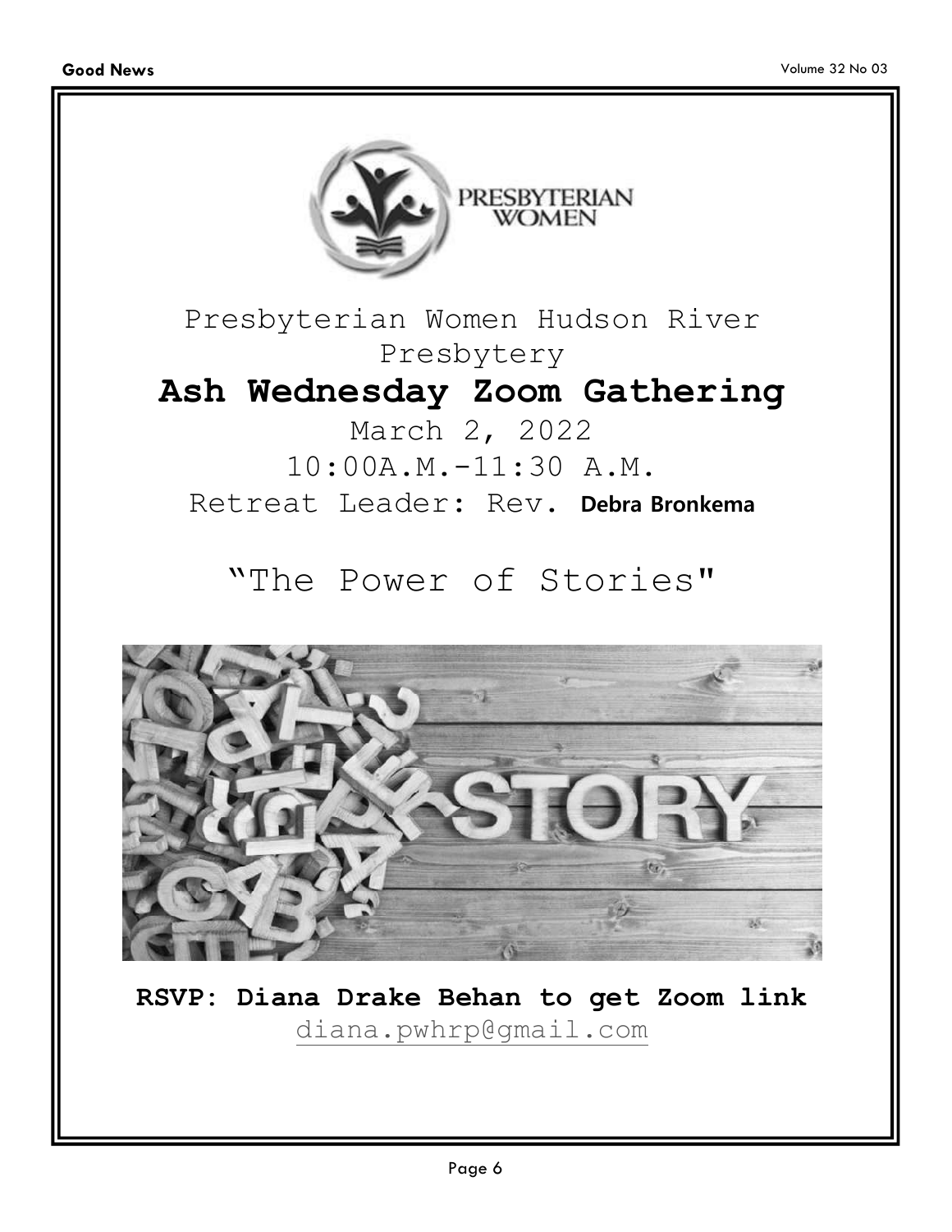Presbyterian Women Hudson River Presbytery

# Ash Wednesday Zoom Gathering

March 2, 2022

10:00A.M.-11:30 A.M.

Retreat Leader: Rev. **Debra Bronkema**

## "The Power of Stories"

**RSVP: Diana Drake Behan to get Zoom link**

diana.pwhrp@gmail.com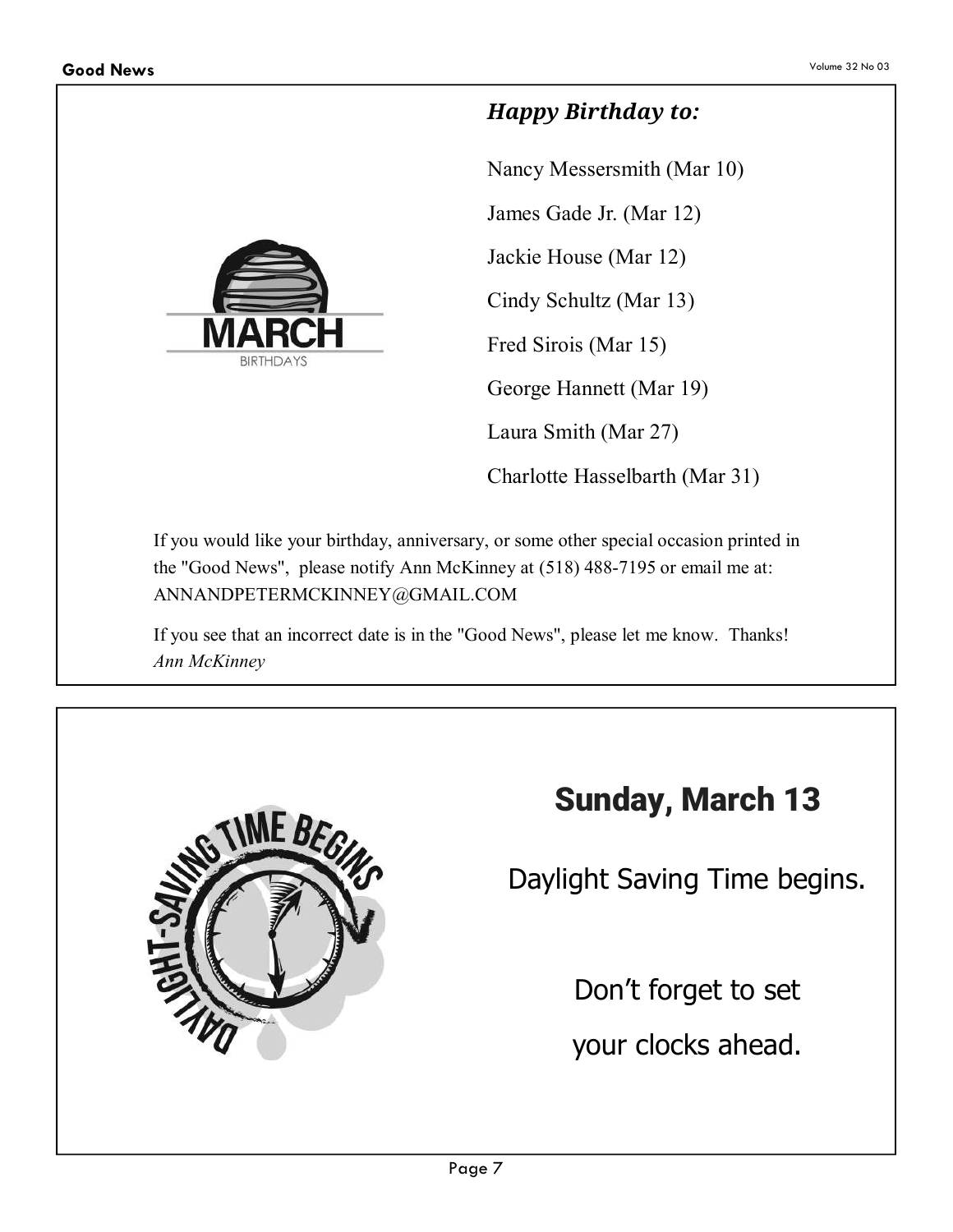### *Happy Birthday to:*

Nancy Messersmith (Mar 10)

James Gade Jr. (Mar 12)

Jackie House (Mar 12)

Cindy Schultz (Mar 13)

Fred Sirois (Mar 15)

George Hannett (Mar 19)

Laura Smith (Mar 27)

Charlotte Hasselbarth (Mar 31)

If you would like your birthday, anniversary, or some other special occasion printed in the "Good News", please notify Ann McKinney at (518) 488-7195 or email me at: ANNANDPETERMCKINNEY@GMAIL.COM

If you see that an incorrect date is in the "Good News", please let me know. Thanks!
*Ann McKinney*

## Sunday, March 13

Daylight Saving Time begins.

Don't forget to set your clocks ahead.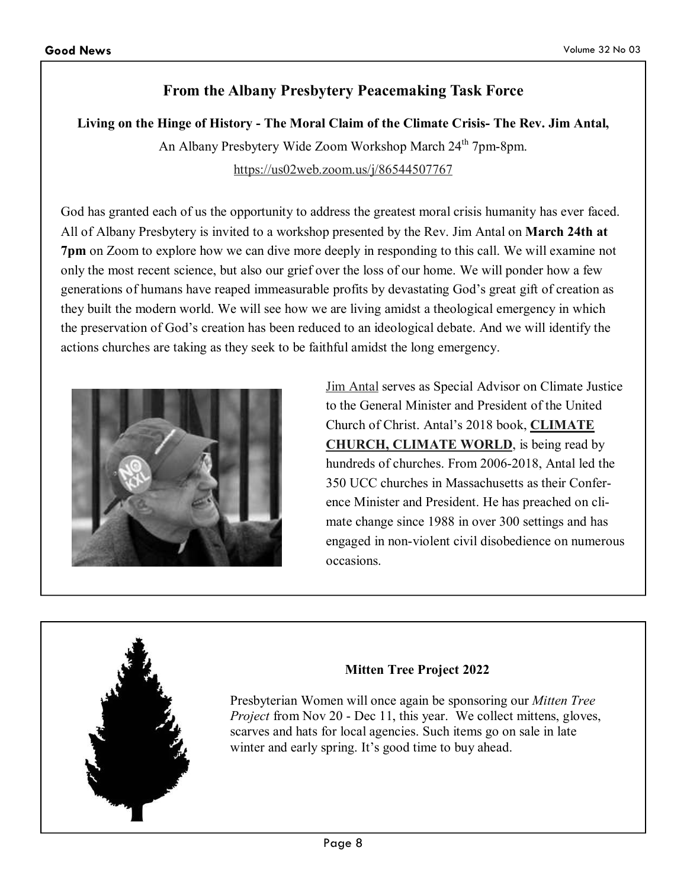## From the Albany Presbytery Peacemaking Task Force

**Living on the Hinge of History - The Moral Claim of the Climate Crisis- The Rev. Jim Antal,**

An Albany Presbytery Wide Zoom Workshop March 24th 7pm-8pm.

https://us02web.zoom.us/j/86544507767

God has granted each of us the opportunity to address the greatest moral crisis humanity has ever faced. All of Albany Presbytery is invited to a workshop presented by the Rev. Jim Antal on **March 24th at 7pm** on Zoom to explore how we can dive more deeply in responding to this call. We will examine not only the most recent science, but also our grief over the loss of our home. We will ponder how a few generations of humans have reaped immeasurable profits by devastating God's great gift of creation as they built the modern world. We will see how we are living amidst a theological emergency in which the preservation of God's creation has been reduced to an ideological debate. And we will identify the actions churches are taking as they seek to be faithful amidst the long emergency.

Jim Antal serves as Special Advisor on Climate Justice to the General Minister and President of the United Church of Christ. Antal's 2018 book, **CLIMATE CHURCH, CLIMATE WORLD**, is being read by hundreds of churches. From 2006-2018, Antal led the 350 UCC churches in Massachusetts as their Conference Minister and President. He has preached on climate change since 1988 in over 300 settings and has engaged in non-violent civil disobedience on numerous occasions.

### Mitten Tree Project 2022

Presbyterian Women will once again be sponsoring our *Mitten Tree Project* from Nov 20 - Dec 11, this year. We collect mittens, gloves, scarves and hats for local agencies. Such items go on sale in late winter and early spring. It's good time to buy ahead.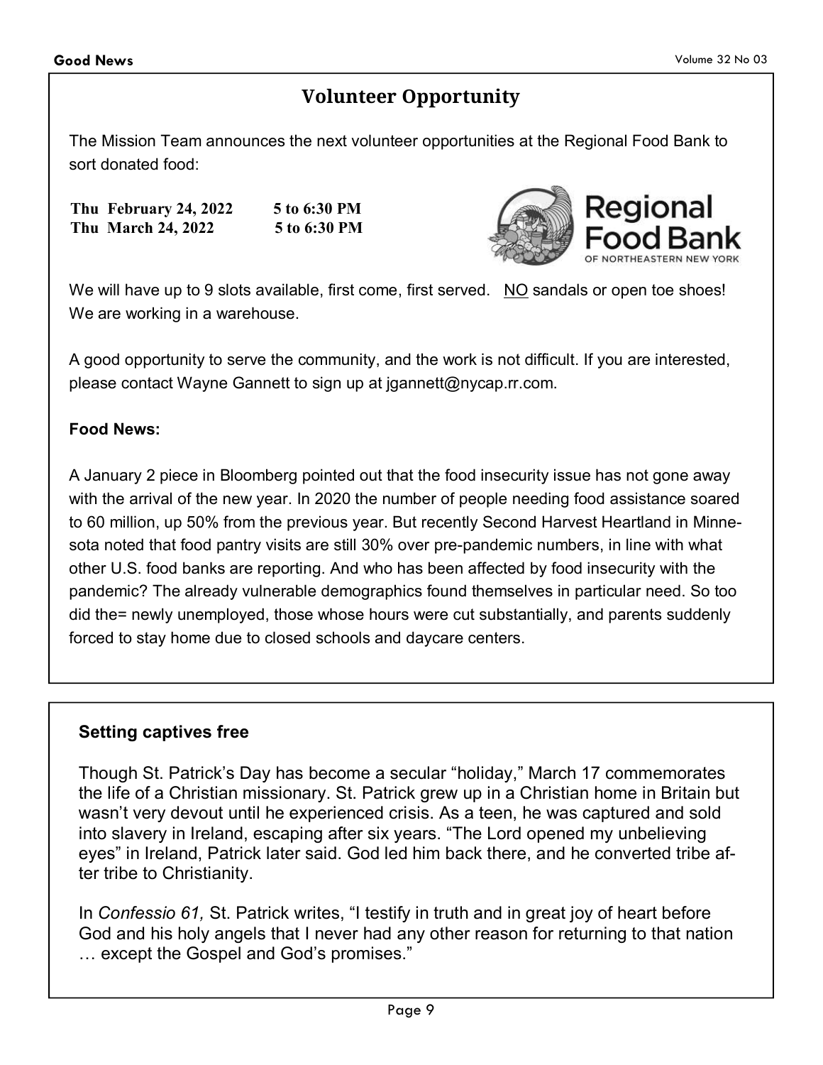## Volunteer Opportunity

The Mission Team announces the next volunteer opportunities at the Regional Food Bank to sort donated food:

**Thu February 24, 2022 5 to 6:30 PM**
**Thu March 24, 2022 5 to 6:30 PM**

We will have up to 9 slots available, first come, first served. NO sandals or open toe shoes! We are working in a warehouse.

A good opportunity to serve the community, and the work is not difficult. If you are interested, please contact Wayne Gannett to sign up at jgannett@nycap.rr.com.

**Food News:**

A January 2 piece in Bloomberg pointed out that the food insecurity issue has not gone away with the arrival of the new year. In 2020 the number of people needing food assistance soared to 60 million, up 50% from the previous year. But recently Second Harvest Heartland in Minnesota noted that food pantry visits are still 30% over pre-pandemic numbers, in line with what other U.S. food banks are reporting. And who has been affected by food insecurity with the pandemic? The already vulnerable demographics found themselves in particular need. So too did the= newly unemployed, those whose hours were cut substantially, and parents suddenly forced to stay home due to closed schools and daycare centers.

### Setting captives free

Though St. Patrick's Day has become a secular "holiday," March 17 commemorates the life of a Christian missionary. St. Patrick grew up in a Christian home in Britain but wasn't very devout until he experienced crisis. As a teen, he was captured and sold into slavery in Ireland, escaping after six years. "The Lord opened my unbelieving eyes" in Ireland, Patrick later said. God led him back there, and he converted tribe after tribe to Christianity.

In *Confessio 61,* St. Patrick writes, "I testify in truth and in great joy of heart before God and his holy angels that I never had any other reason for returning to that nation … except the Gospel and God's promises."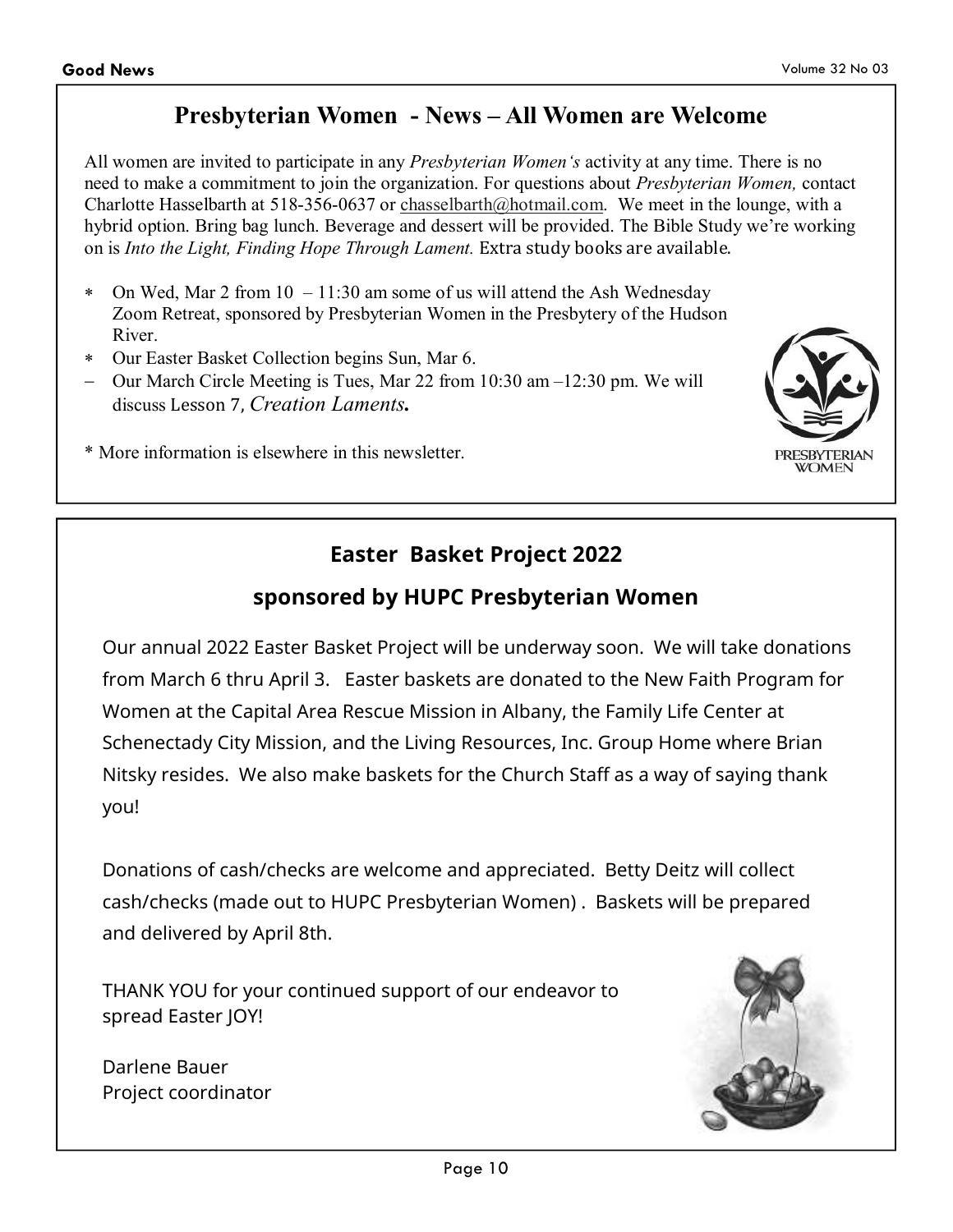## Presbyterian Women - News – All Women are Welcome

All women are invited to participate in any *Presbyterian Women's* activity at any time. There is no need to make a commitment to join the organization. For questions about *Presbyterian Women,* contact Charlotte Hasselbarth at 518-356-0637 or chasselbarth@hotmail.com. We meet in the lounge, with a hybrid option. Bring bag lunch. Beverage and dessert will be provided. The Bible Study we're working on is *Into the Light, Finding Hope Through Lament.* Extra study books are available.

- \* On Wed, Mar 2 from 10 – 11:30 am some of us will attend the Ash Wednesday Zoom Retreat, sponsored by Presbyterian Women in the Presbytery of the Hudson River.
- \* Our Easter Basket Collection begins Sun, Mar 6.
- – Our March Circle Meeting is Tues, Mar 22 from 10:30 am –12:30 pm. We will discuss Lesson 7, *Creation Laments***.**

\* More information is elsewhere in this newsletter.

PRESBYTERIAN WOMEN

## Easter Basket Project 2022

## sponsored by HUPC Presbyterian Women

Our annual 2022 Easter Basket Project will be underway soon. We will take donations from March 6 thru April 3. Easter baskets are donated to the New Faith Program for Women at the Capital Area Rescue Mission in Albany, the Family Life Center at Schenectady City Mission, and the Living Resources, Inc. Group Home where Brian Nitsky resides. We also make baskets for the Church Staff as a way of saying thank you!

Donations of cash/checks are welcome and appreciated. Betty Deitz will collect cash/checks (made out to HUPC Presbyterian Women) . Baskets will be prepared and delivered by April 8th.

THANK YOU for your continued support of our endeavor to spread Easter JOY!

Darlene Bauer  
Project coordinator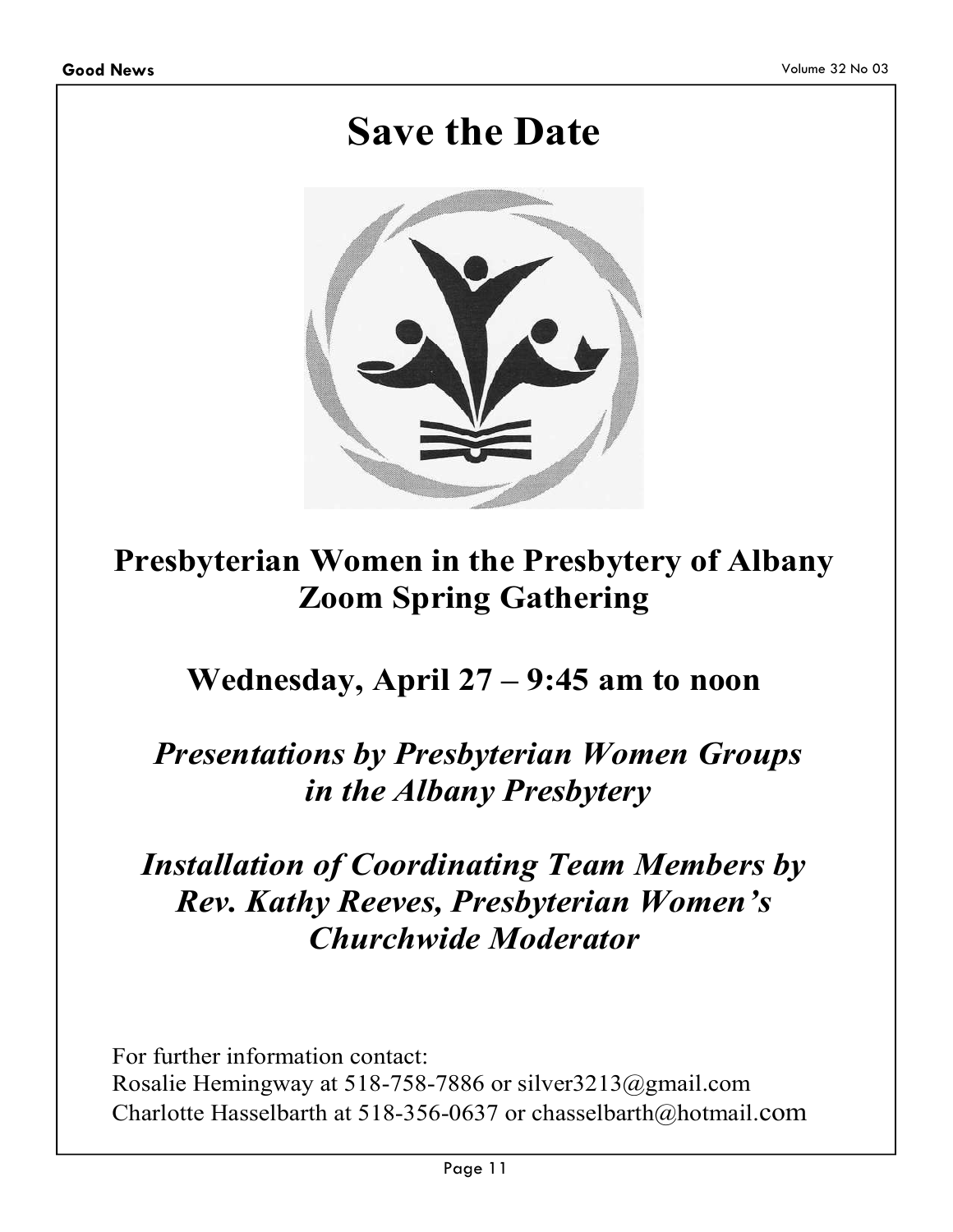# Save the Date

**Presbyterian Women in the Presbytery of Albany**
**Zoom Spring Gathering**

**Wednesday, April 27 – 9:45 am to noon**

***Presentations by Presbyterian Women Groups in the Albany Presbytery***

***Installation of Coordinating Team Members by Rev. Kathy Reeves, Presbyterian Women's Churchwide Moderator***

For further information contact:
Rosalie Hemingway at 518-758-7886 or silver3213@gmail.com
Charlotte Hasselbarth at 518-356-0637 or chasselbarth@hotmail.com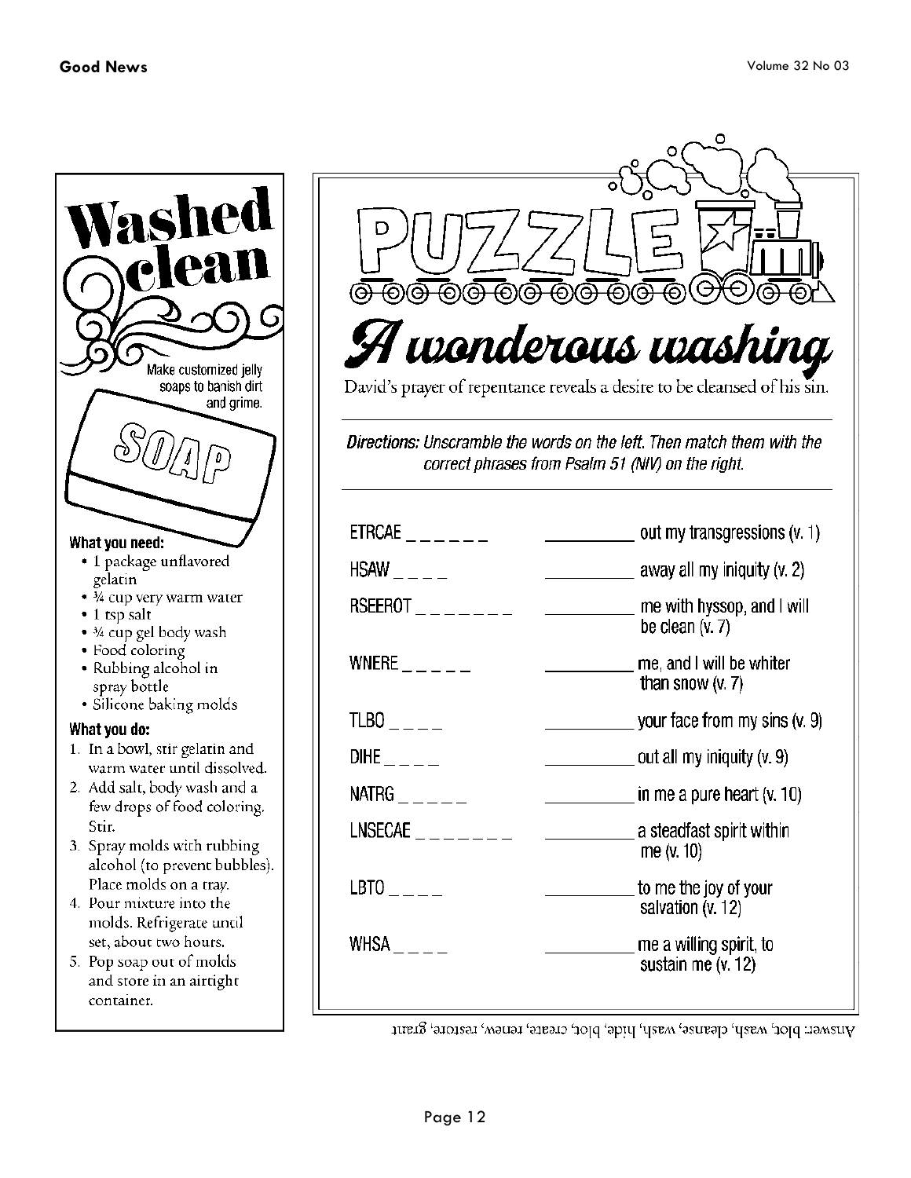# Washed clean

Make customized jelly soaps to banish dirt and grime.

SOAP

### What you need:

- 1 package unflavored gelatin
- ¾ cup very warm water
- 1 tsp salt
- ¾ cup gel body wash
- Food coloring
- Rubbing alcohol in spray bottle
- Silicone baking molds

### What you do:

1. In a bowl, stir gelatin and warm water until dissolved.
2. Add salt, body wash and a few drops of food coloring. Stir.
3. Spray molds with rubbing alcohol (to prevent bubbles). Place molds on a tray.
4. Pour mixture into the molds. Refrigerate until set, about two hours.
5. Pop soap out of molds and store in an airtight container.

# PUZZLE

## A wonderous washing

David's prayer of repentance reveals a desire to be cleansed of his sin.

***Directions:** Unscramble the words on the left. Then match them with the correct phrases from Psalm 51 (NIV) on the right.*

| | |
|---|---|
| ETRCAE _ _ _ _ _ _ | __________ out my transgressions (v. 1) |
| HSAW _ _ _ _ | __________ away all my iniquity (v. 2) |
| RSEEROT _ _ _ _ _ _ _ | __________ me with hyssop, and I will be clean (v. 7) |
| WNERE _ _ _ _ _ | __________ me, and I will be whiter than snow (v. 7) |
| TLBO _ _ _ _ | __________ your face from my sins (v. 9) |
| DIHE _ _ _ _ | __________ out all my iniquity (v. 9) |
| NATRG _ _ _ _ _ | __________ in me a pure heart (v. 10) |
| LNSECAE _ _ _ _ _ _ _ | __________ a steadfast spirit within me (v. 10) |
| LBTO _ _ _ _ | __________ to me the joy of your salvation (v. 12) |
| WHSA _ _ _ _ | __________ me a willing spirit, to sustain me (v. 12) |

Answer: blot, wash, cleanse, wash, hide, blot, create, renew, restore, grant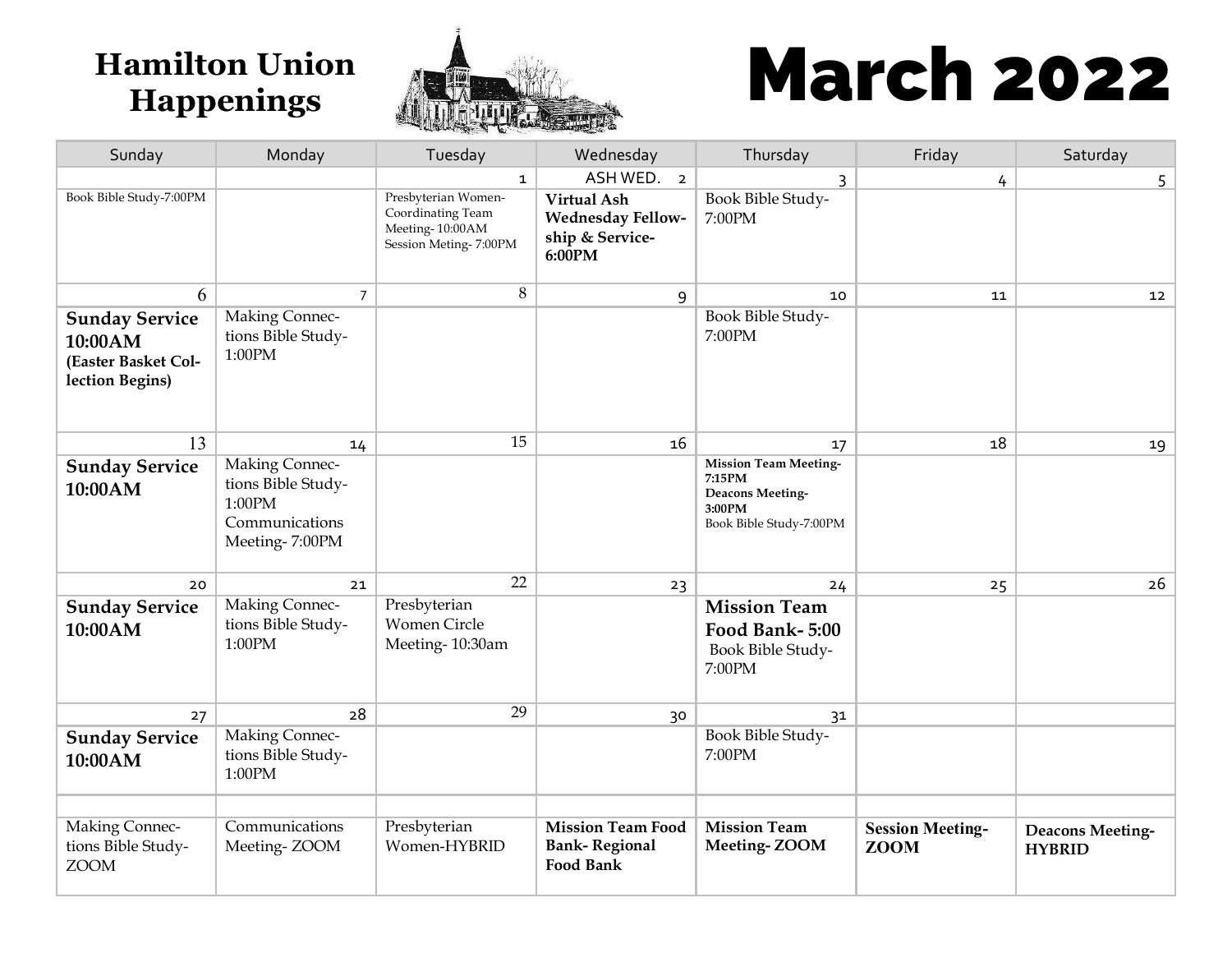# Hamilton Union Happenings

# March 2022

| Sunday | Monday | Tuesday | Wednesday | Thursday | Friday | Saturday |
|---|---|---|---|---|---|---|
| | | 1 | ASH WED. 2 | 3 | 4 | 5 |
| Book Bible Study-7:00PM | | Presbyterian Women-Coordinating Team Meeting- 10:00AM Session Meting- 7:00PM | **Virtual Ash Wednesday Fellowship & Service- 6:00PM** | Book Bible Study- 7:00PM | | |
| 6 | 7 | 8 | 9 | 10 | 11 | 12 |
| **Sunday Service 10:00AM (Easter Basket Collection Begins)** | Making Connections Bible Study- 1:00PM | | | Book Bible Study- 7:00PM | | |
| 13 | 14 | 15 | 16 | 17 | 18 | 19 |
| **Sunday Service 10:00AM** | Making Connections Bible Study- 1:00PM Communications Meeting- 7:00PM | | | **Mission Team Meeting- 7:15PM** **Deacons Meeting- 3:00PM** Book Bible Study-7:00PM | | |
| 20 | 21 | 22 | 23 | 24 | 25 | 26 |
| **Sunday Service 10:00AM** | Making Connections Bible Study- 1:00PM | Presbyterian Women Circle Meeting- 10:30am | | **Mission Team Food Bank- 5:00** Book Bible Study- 7:00PM | | |
| 27 | 28 | 29 | 30 | 31 | | |
| **Sunday Service 10:00AM** | Making Connections Bible Study- 1:00PM | | | Book Bible Study- 7:00PM | | |
| | | | | | | |
| Making Connections Bible Study- ZOOM | Communications Meeting- ZOOM | Presbyterian Women-HYBRID | **Mission Team Food Bank- Regional Food Bank** | **Mission Team Meeting- ZOOM** | **Session Meeting- ZOOM** | **Deacons Meeting- HYBRID** |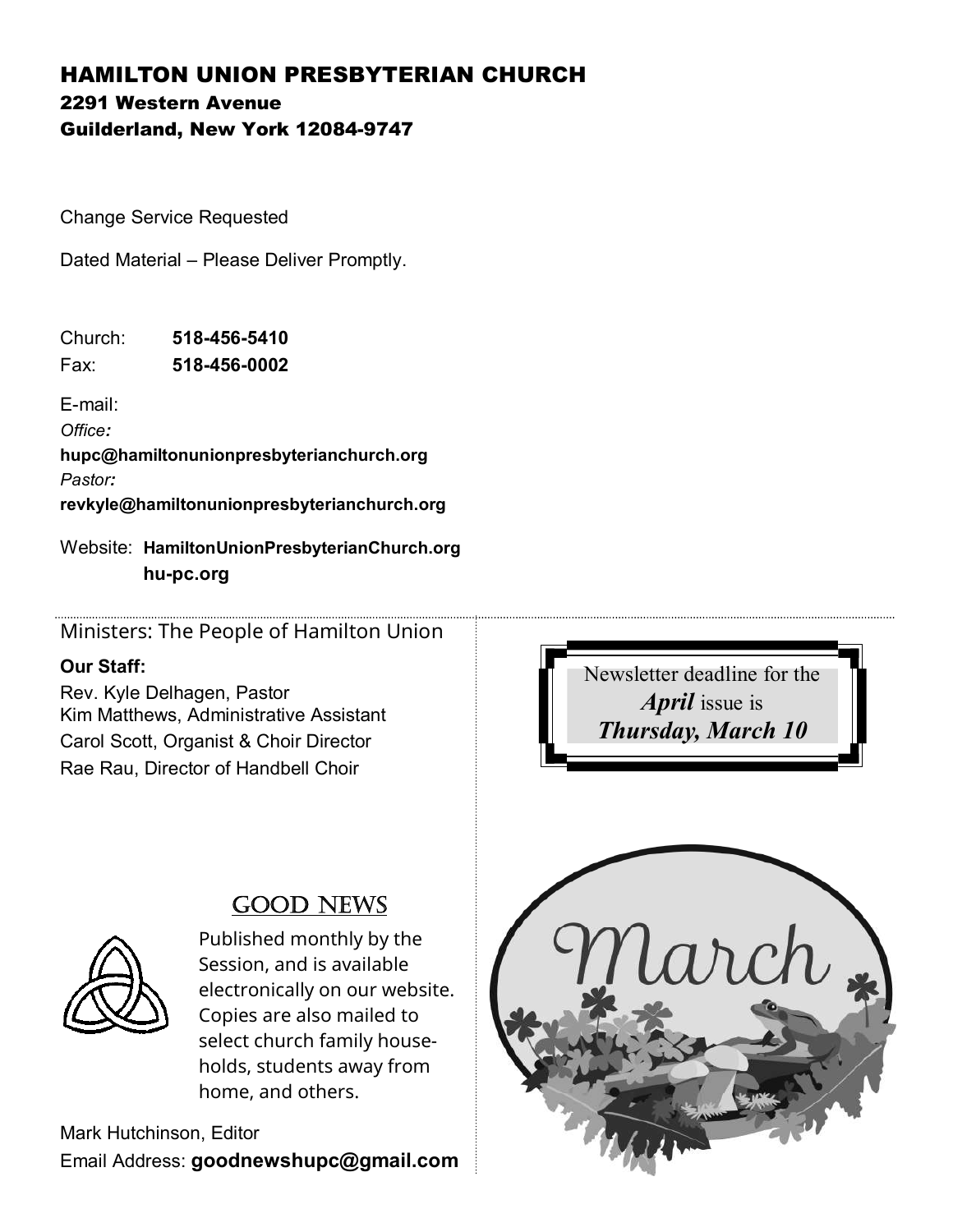## HAMILTON UNION PRESBYTERIAN CHURCH

**2291 Western Avenue**
**Guilderland, New York 12084-9747**

Change Service Requested

Dated Material – Please Deliver Promptly.

Church: **518-456-5410**
Fax: **518-456-0002**

E-mail:
*Office:*
**hupc@hamiltonunionpresbyterianchurch.org**
*Pastor:*
**revkyle@hamiltonunionpresbyterianchurch.org**

Website: **HamiltonUnionPresbyterianChurch.org**
**hu-pc.org**

Ministers: The People of Hamilton Union

**Our Staff:**
Rev. Kyle Delhagen, Pastor
Kim Matthews, Administrative Assistant
Carol Scott, Organist & Choir Director
Rae Rau, Director of Handbell Choir

Newsletter deadline for the ***April*** issue is ***Thursday, March 10***

## GOOD NEWS

Published monthly by the Session, and is available electronically on our website. Copies are also mailed to select church family households, students away from home, and others.

Mark Hutchinson, Editor
Email Address: **goodnewshupc@gmail.com**

March